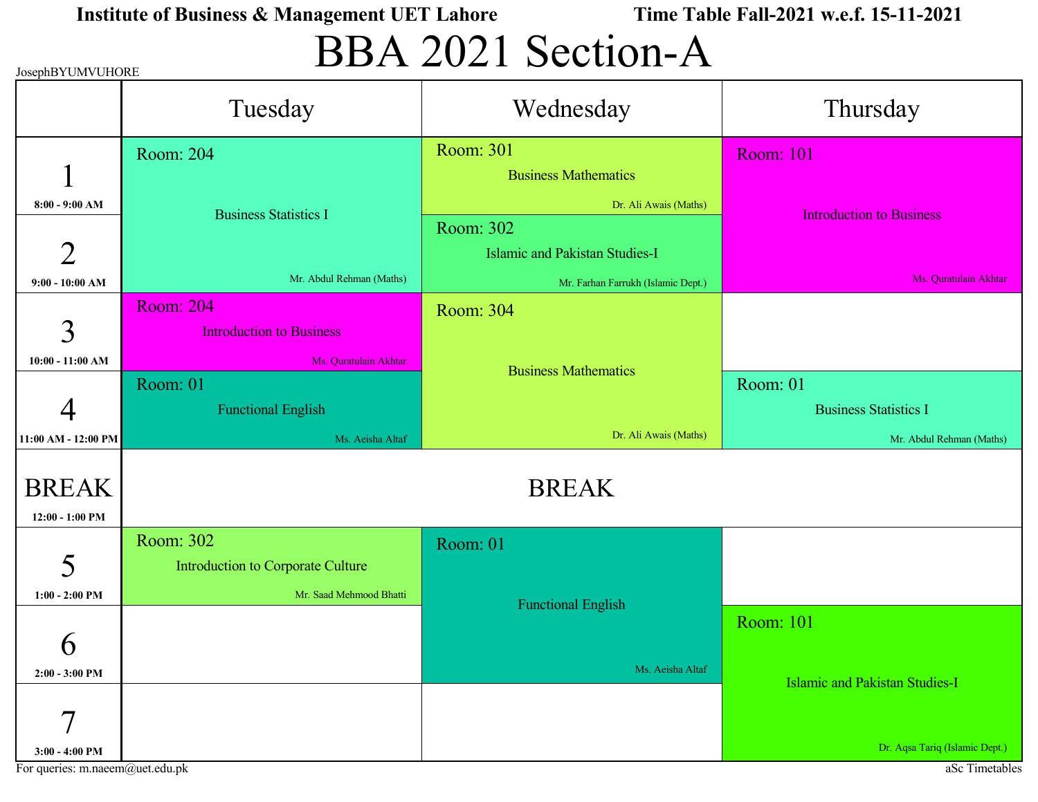**Institute of Business & Management UET Lahore** **Time Table Fall-2021 w.e.f. 15-11-2021**

# BBA 2021 Section-A

JosephBYUMVUHORE

| | Tuesday | Wednesday | Thursday |
|---|---|---|---|
| 1 (8:00 - 9:00 AM) | Room: 204 Business Statistics I Mr. Abdul Rehman (Maths) | Room: 301 Business Mathematics Dr. Ali Awais (Maths) | Room: 101 Introduction to Business Ms. Quratulain Akhtar |
| 2 (9:00 - 10:00 AM) | Room: 204 Business Statistics I Mr. Abdul Rehman (Maths) | Room: 302 Islamic and Pakistan Studies-I Mr. Farhan Farrukh (Islamic Dept.) | Room: 101 Introduction to Business Ms. Quratulain Akhtar |
| 3 (10:00 - 11:00 AM) | Room: 204 Introduction to Business Ms. Quratulain Akhtar | Room: 304 Business Mathematics Dr. Ali Awais (Maths) | |
| 4 (11:00 AM - 12:00 PM) | Room: 01 Functional English Ms. Aeisha Altaf | Room: 304 Business Mathematics Dr. Ali Awais (Maths) | Room: 01 Business Statistics I Mr. Abdul Rehman (Maths) |
| BREAK (12:00 - 1:00 PM) | BREAK | BREAK | BREAK |
| 5 (1:00 - 2:00 PM) | Room: 302 Introduction to Corporate Culture Mr. Saad Mehmood Bhatti | Room: 01 Functional English Ms. Aeisha Altaf | |
| 6 (2:00 - 3:00 PM) | | Room: 01 Functional English Ms. Aeisha Altaf | Room: 101 Islamic and Pakistan Studies-I Dr. Aqsa Tariq (Islamic Dept.) |
| 7 (3:00 - 4:00 PM) | | | Room: 101 Islamic and Pakistan Studies-I Dr. Aqsa Tariq (Islamic Dept.) |

For queries: m.naeem@uet.edu.pk

aSc Timetables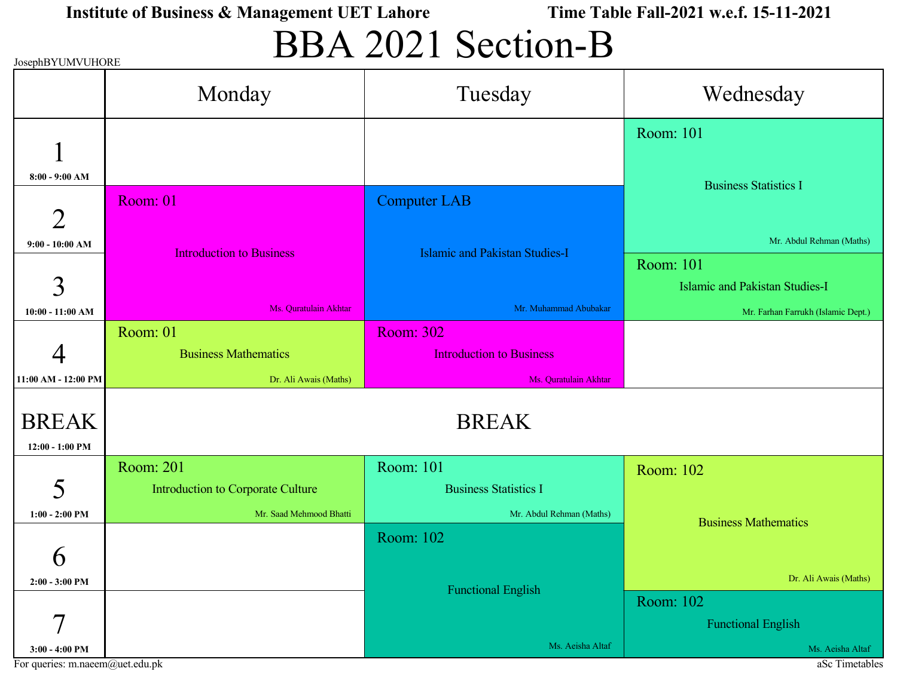**Institute of Business & Management UET Lahore** **Time Table Fall-2021 w.e.f. 15-11-2021**

# BBA 2021 Section-B

JosephBYUMVUHORE

| | Monday | Tuesday | Wednesday |
|---|---|---|---|
| 1 (8:00 - 9:00 AM) | | | Room: 101 Business Statistics I Mr. Abdul Rehman (Maths) |
| 2 (9:00 - 10:00 AM) | Room: 01 Introduction to Business Ms. Quratulain Akhtar | Computer LAB Islamic and Pakistan Studies-I Mr. Muhammad Abubakar | Room: 101 Business Statistics I Mr. Abdul Rehman (Maths) |
| 3 (10:00 - 11:00 AM) | Room: 01 Introduction to Business Ms. Quratulain Akhtar | Computer LAB Islamic and Pakistan Studies-I Mr. Muhammad Abubakar | Room: 101 Islamic and Pakistan Studies-I Mr. Farhan Farrukh (Islamic Dept.) |
| 4 (11:00 AM - 12:00 PM) | Room: 01 Business Mathematics Dr. Ali Awais (Maths) | Room: 302 Introduction to Business Ms. Quratulain Akhtar | |
| BREAK (12:00 - 1:00 PM) | BREAK | BREAK | BREAK |
| 5 (1:00 - 2:00 PM) | Room: 201 Introduction to Corporate Culture Mr. Saad Mehmood Bhatti | Room: 101 Business Statistics I Mr. Abdul Rehman (Maths) | Room: 102 Business Mathematics Dr. Ali Awais (Maths) |
| 6 (2:00 - 3:00 PM) | | Room: 102 Functional English Ms. Aeisha Altaf | Room: 102 Business Mathematics Dr. Ali Awais (Maths) |
| 7 (3:00 - 4:00 PM) | | Room: 102 Functional English Ms. Aeisha Altaf | Room: 102 Functional English Ms. Aeisha Altaf |

For queries: m.naeem@uet.edu.pk

aSc Timetables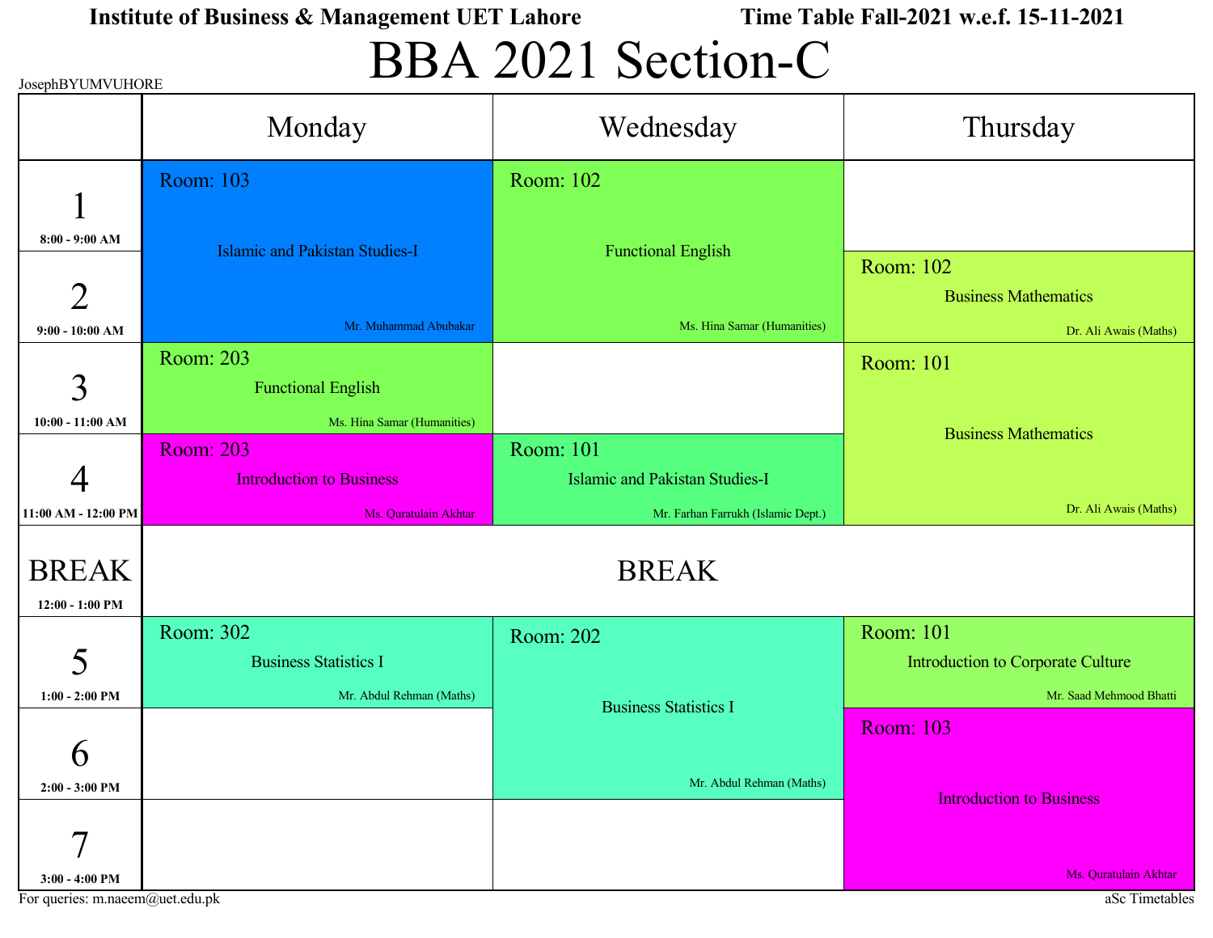**Institute of Business & Management UET Lahore** **Time Table Fall-2021 w.e.f. 15-11-2021**

# BBA 2021 Section-C

JosephBYUMVUHORE

| | Monday | Wednesday | Thursday |
|---|---|---|---|
| **1** (8:00 - 9:00 AM) | Room: 103 Islamic and Pakistan Studies-I Mr. Muhammad Abubakar | Room: 102 Functional English Ms. Hina Samar (Humanities) | |
| **2** (9:00 - 10:00 AM) | (cont.) | (cont.) | Room: 102 Business Mathematics Dr. Ali Awais (Maths) |
| **3** (10:00 - 11:00 AM) | Room: 203 Functional English Ms. Hina Samar (Humanities) | | Room: 101 Business Mathematics Dr. Ali Awais (Maths) |
| **4** (11:00 AM - 12:00 PM) | Room: 203 Introduction to Business Ms. Quratulain Akhtar | Room: 101 Islamic and Pakistan Studies-I Mr. Farhan Farrukh (Islamic Dept.) | (cont.) |
| **BREAK** (12:00 - 1:00 PM) | BREAK | BREAK | BREAK |
| **5** (1:00 - 2:00 PM) | Room: 302 Business Statistics I Mr. Abdul Rehman (Maths) | Room: 202 Business Statistics I Mr. Abdul Rehman (Maths) | Room: 101 Introduction to Corporate Culture Mr. Saad Mehmood Bhatti |
| **6** (2:00 - 3:00 PM) | | (cont.) | Room: 103 Introduction to Business Ms. Quratulain Akhtar |
| **7** (3:00 - 4:00 PM) | | | (cont.) |

For queries: m.naeem@uet.edu.pk

aSc Timetables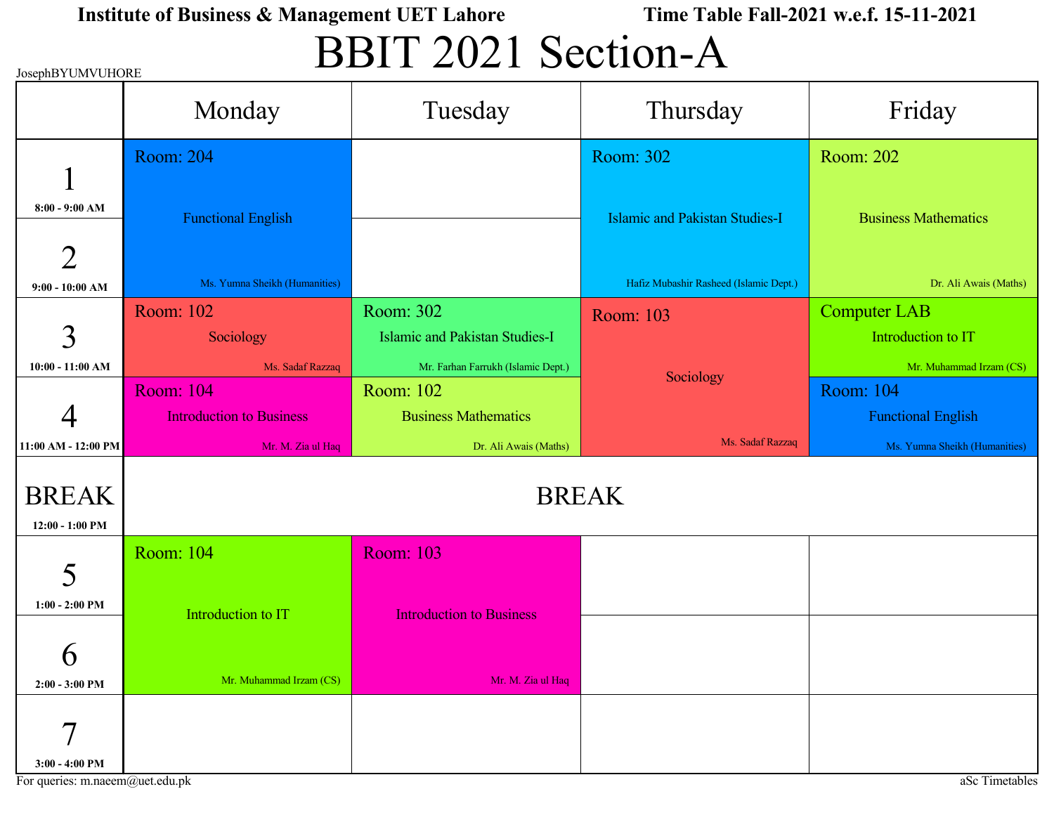**Institute of Business & Management UET Lahore** **Time Table Fall-2021 w.e.f. 15-11-2021**

# BBIT 2021 Section-A

JosephBYUMVUHORE

| | Monday | Tuesday | Thursday | Friday |
|---|---|---|---|---|
| 1 (8:00 - 9:00 AM) | Room: 204 Functional English Ms. Yumna Sheikh (Humanities) | | Room: 302 Islamic and Pakistan Studies-I Hafiz Mubashir Rasheed (Islamic Dept.) | Room: 202 Business Mathematics Dr. Ali Awais (Maths) |
| 2 (9:00 - 10:00 AM) | | | | |
| 3 (10:00 - 11:00 AM) | Room: 102 Sociology Ms. Sadaf Razzaq | Room: 302 Islamic and Pakistan Studies-I Mr. Farhan Farrukh (Islamic Dept.) | Room: 103 Sociology Ms. Sadaf Razzaq | Computer LAB Introduction to IT Mr. Muhammad Irzam (CS) |
| 4 (11:00 AM - 12:00 PM) | Room: 104 Introduction to Business Mr. M. Zia ul Haq | Room: 102 Business Mathematics Dr. Ali Awais (Maths) | | Room: 104 Functional English Ms. Yumna Sheikh (Humanities) |
| BREAK (12:00 - 1:00 PM) | BREAK | | | |
| 5 (1:00 - 2:00 PM) | Room: 104 Introduction to IT Mr. Muhammad Irzam (CS) | Room: 103 Introduction to Business Mr. M. Zia ul Haq | | |
| 6 (2:00 - 3:00 PM) | | | | |
| 7 (3:00 - 4:00 PM) | | | | |

For queries: m.naeem@uet.edu.pk

aSc Timetables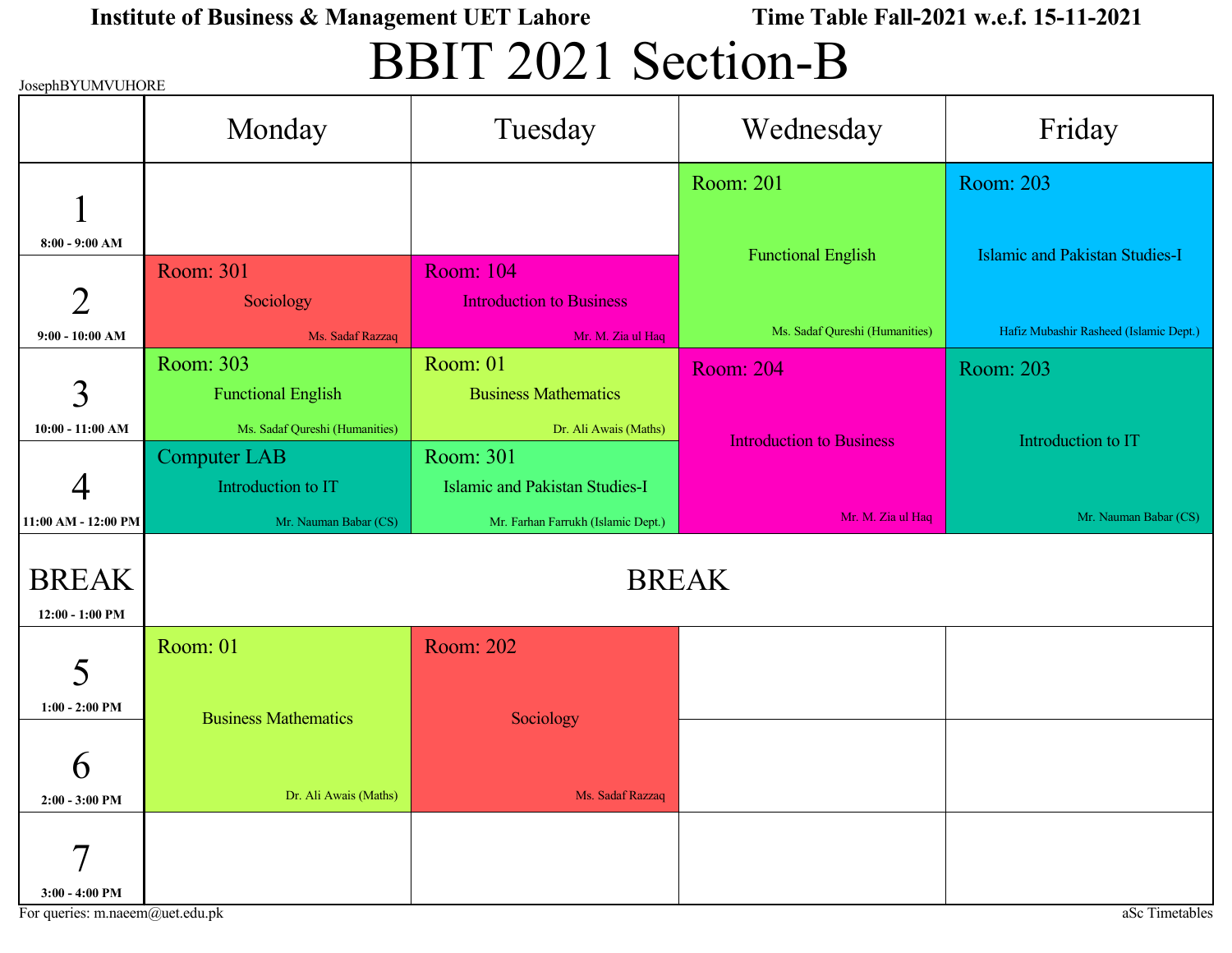**Institute of Business & Management UET Lahore** **Time Table Fall-2021 w.e.f. 15-11-2021**

# BBIT 2021 Section-B

JosephBYUMVUHORE

| | Monday | Tuesday | Wednesday | Friday |
|---|---|---|---|---|
| 1 (8:00 - 9:00 AM) | | | Room: 201 Functional English Ms. Sadaf Qureshi (Humanities) | Room: 203 Islamic and Pakistan Studies-I Hafiz Mubashir Rasheed (Islamic Dept.) |
| 2 (9:00 - 10:00 AM) | Room: 301 Sociology Ms. Sadaf Razzaq | Room: 104 Introduction to Business Mr. M. Zia ul Haq | | |
| 3 (10:00 - 11:00 AM) | Room: 303 Functional English Ms. Sadaf Qureshi (Humanities) | Room: 01 Business Mathematics Dr. Ali Awais (Maths) | Room: 204 Introduction to Business Mr. M. Zia ul Haq | Room: 203 Introduction to IT Mr. Nauman Babar (CS) |
| 4 (11:00 AM - 12:00 PM) | Computer LAB Introduction to IT Mr. Nauman Babar (CS) | Room: 301 Islamic and Pakistan Studies-I Mr. Farhan Farrukh (Islamic Dept.) | | |
| BREAK (12:00 - 1:00 PM) | BREAK | | | |
| 5 (1:00 - 2:00 PM) | Room: 01 Business Mathematics Dr. Ali Awais (Maths) | Room: 202 Sociology Ms. Sadaf Razzaq | | |
| 6 (2:00 - 3:00 PM) | | | | |
| 7 (3:00 - 4:00 PM) | | | | |

For queries: m.naeem@uet.edu.pk

aSc Timetables